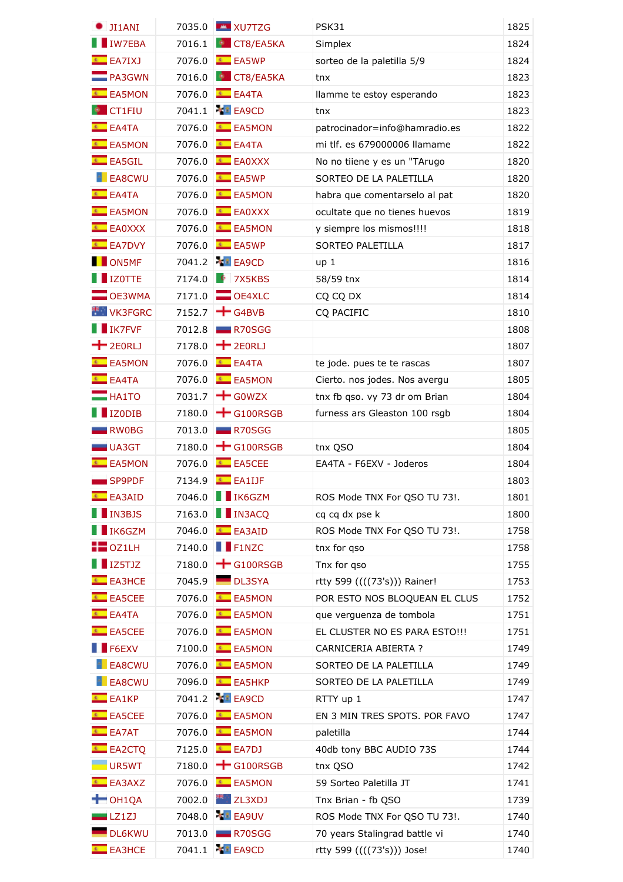| | | | | |
|---|---|---|---|---|
| JI1ANI | 7035.0 | XU7TZG | PSK31 | 1825 |
| IW7EBA | 7016.1 | CT8/EA5KA | Simplex | 1824 |
| EA7IXJ | 7076.0 | EA5WP | sorteo de la paletilla 5/9 | 1824 |
| PA3GWN | 7016.0 | CT8/EA5KA | tnx | 1823 |
| EA5MON | 7076.0 | EA4TA | llamme te estoy esperando | 1823 |
| CT1FIU | 7041.1 | EA9CD | tnx | 1823 |
| EA4TA | 7076.0 | EA5MON | patrocinador=info@hamradio.es | 1822 |
| EA5MON | 7076.0 | EA4TA | mi tlf. es 679000006 llamame | 1822 |
| EA5GIL | 7076.0 | EA0XXX | No no tiiene y es un "TArugo | 1820 |
| EA8CWU | 7076.0 | EA5WP | SORTEO DE LA PALETILLA | 1820 |
| EA4TA | 7076.0 | EA5MON | habra que comentarselo al pat | 1820 |
| EA5MON | 7076.0 | EA0XXX | ocultate que no tienes huevos | 1819 |
| EA0XXX | 7076.0 | EA5MON | y siempre los mismos!!!! | 1818 |
| EA7DVY | 7076.0 | EA5WP | SORTEO PALETILLA | 1817 |
| ON5MF | 7041.2 | EA9CD | up 1 | 1816 |
| IZ0TTE | 7174.0 | 7X5KBS | 58/59 tnx | 1814 |
| OE3WMA | 7171.0 | OE4XLC | CQ CQ DX | 1814 |
| VK3FGRC | 7152.7 | G4BVB | CQ PACIFIC | 1810 |
| IK7FVF | 7012.8 | R70SGG | | 1808 |
| 2E0RLJ | 7178.0 | 2E0RLJ | | 1807 |
| EA5MON | 7076.0 | EA4TA | te jode. pues te te rascas | 1807 |
| EA4TA | 7076.0 | EA5MON | Cierto. nos jodes. Nos avergu | 1805 |
| HA1TO | 7031.7 | G0WZX | tnx fb qso. vy 73 dr om Brian | 1804 |
| IZ0DIB | 7180.0 | G100RSGB | furness ars Gleaston 100 rsgb | 1804 |
| RW0BG | 7013.0 | R70SGG | | 1805 |
| UA3GT | 7180.0 | G100RSGB | tnx QSO | 1804 |
| EA5MON | 7076.0 | EA5CEE | EA4TA - F6EXV - Joderos | 1804 |
| SP9PDF | 7134.9 | EA1IJF | | 1803 |
| EA3AID | 7046.0 | IK6GZM | ROS Mode TNX For QSO TU 73!. | 1801 |
| IN3BJS | 7163.0 | IN3ACQ | cq cq dx pse k | 1800 |
| IK6GZM | 7046.0 | EA3AID | ROS Mode TNX For QSO TU 73!. | 1758 |
| OZ1LH | 7140.0 | F1NZC | tnx for qso | 1758 |
| IZ5TJZ | 7180.0 | G100RSGB | Tnx for qso | 1755 |
| EA3HCE | 7045.9 | DL3SYA | rtty 599 ((((73's))) Rainer! | 1753 |
| EA5CEE | 7076.0 | EA5MON | POR ESTO NOS BLOQUEAN EL CLUS | 1752 |
| EA4TA | 7076.0 | EA5MON | que verguenza de tombola | 1751 |
| EA5CEE | 7076.0 | EA5MON | EL CLUSTER NO ES PARA ESTO!!! | 1751 |
| F6EXV | 7100.0 | EA5MON | CARNICERIA ABIERTA ? | 1749 |
| EA8CWU | 7076.0 | EA5MON | SORTEO DE LA PALETILLA | 1749 |
| EA8CWU | 7096.0 | EA5HKP | SORTEO DE LA PALETILLA | 1749 |
| EA1KP | 7041.2 | EA9CD | RTTY up 1 | 1747 |
| EA5CEE | 7076.0 | EA5MON | EN 3 MIN TRES SPOTS. POR FAVO | 1747 |
| EA7AT | 7076.0 | EA5MON | paletilla | 1744 |
| EA2CTQ | 7125.0 | EA7DJ | 40db tony BBC AUDIO 73S | 1744 |
| UR5WT | 7180.0 | G100RSGB | tnx QSO | 1742 |
| EA3AXZ | 7076.0 | EA5MON | 59 Sorteo Paletilla JT | 1741 |
| OH1QA | 7002.0 | ZL3XDJ | Tnx Brian - fb QSO | 1739 |
| LZ1ZJ | 7048.0 | EA9UV | ROS Mode TNX For QSO TU 73!. | 1740 |
| DL6KWU | 7013.0 | R70SGG | 70 years Stalingrad battle vi | 1740 |
| EA3HCE | 7041.1 | EA9CD | rtty 599 ((((73's))) Jose! | 1740 |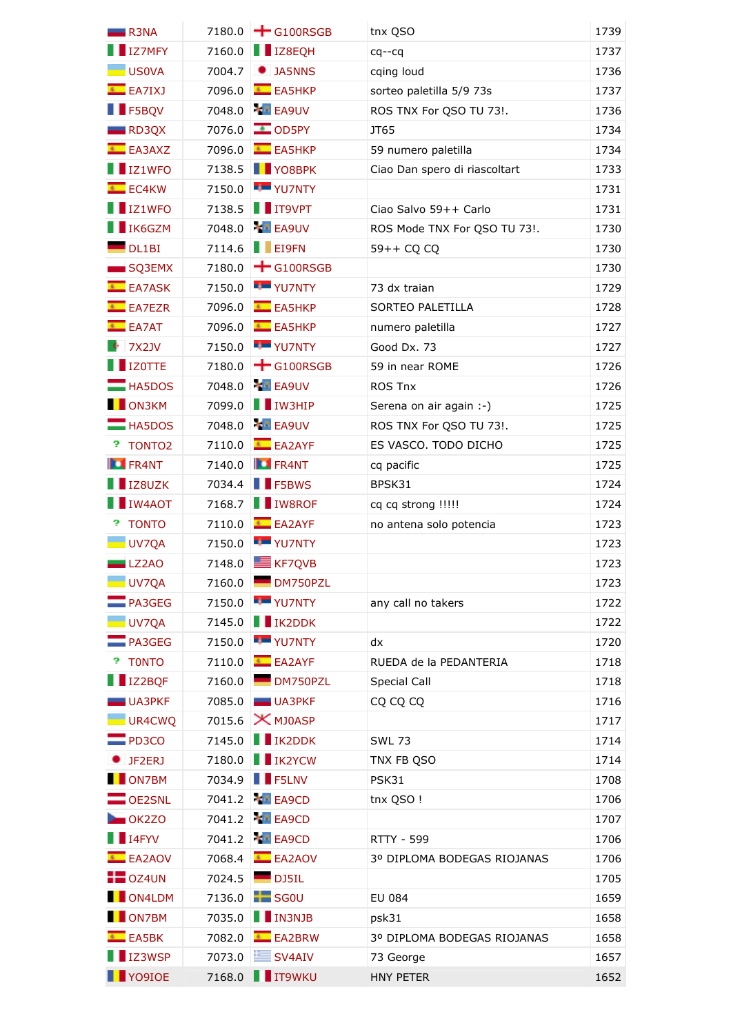| | | | | |
|---|---|---|---|---|
| R3NA | 7180.0 | G100RSGB | tnx QSO | 1739 |
| IZ7MFY | 7160.0 | IZ8EQH | cq--cq | 1737 |
| US0VA | 7004.7 | JA5NNS | cqing loud | 1736 |
| EA7IXJ | 7096.0 | EA5HKP | sorteo paletilla 5/9 73s | 1737 |
| F5BQV | 7048.0 | EA9UV | ROS TNX For QSO TU 73!. | 1736 |
| RD3QX | 7076.0 | OD5PY | JT65 | 1734 |
| EA3AXZ | 7096.0 | EA5HKP | 59 numero paletilla | 1734 |
| IZ1WFO | 7138.5 | YO8BPK | Ciao Dan spero di riascoltart | 1733 |
| EC4KW | 7150.0 | YU7NTY | | 1731 |
| IZ1WFO | 7138.5 | IT9VPT | Ciao Salvo 59++ Carlo | 1731 |
| IK6GZM | 7048.0 | EA9UV | ROS Mode TNX For QSO TU 73!. | 1730 |
| DL1BI | 7114.6 | EI9FN | 59++ CQ CQ | 1730 |
| SQ3EMX | 7180.0 | G100RSGB | | 1730 |
| EA7ASK | 7150.0 | YU7NTY | 73 dx traian | 1729 |
| EA7EZR | 7096.0 | EA5HKP | SORTEO PALETILLA | 1728 |
| EA7AT | 7096.0 | EA5HKP | numero paletilla | 1727 |
| 7X2JV | 7150.0 | YU7NTY | Good Dx. 73 | 1727 |
| IZ0TTE | 7180.0 | G100RSGB | 59 in near ROME | 1726 |
| HA5DOS | 7048.0 | EA9UV | ROS Tnx | 1726 |
| ON3KM | 7099.0 | IW3HIP | Serena on air again :-) | 1725 |
| HA5DOS | 7048.0 | EA9UV | ROS TNX For QSO TU 73!. | 1725 |
| TONTO2 | 7110.0 | EA2AYF | ES VASCO. TODO DICHO | 1725 |
| FR4NT | 7140.0 | FR4NT | cq pacific | 1725 |
| IZ8UZK | 7034.4 | F5BWS | BPSK31 | 1724 |
| IW4AOT | 7168.7 | IW8ROF | cq cq strong !!!!! | 1724 |
| TONTO | 7110.0 | EA2AYF | no antena solo potencia | 1723 |
| UV7QA | 7150.0 | YU7NTY | | 1723 |
| LZ2AO | 7148.0 | KF7QVB | | 1723 |
| UV7QA | 7160.0 | DM750PZL | | 1723 |
| PA3GEG | 7150.0 | YU7NTY | any call no takers | 1722 |
| UV7QA | 7145.0 | IK2DDK | | 1722 |
| PA3GEG | 7150.0 | YU7NTY | dx | 1720 |
| TONTO | 7110.0 | EA2AYF | RUEDA de la PEDANTERIA | 1718 |
| IZ2BQF | 7160.0 | DM750PZL | Special Call | 1718 |
| UA3PKF | 7085.0 | UA3PKF | CQ CQ CQ | 1716 |
| UR4CWQ | 7015.6 | MJ0ASP | | 1717 |
| PD3CO | 7145.0 | IK2DDK | SWL 73 | 1714 |
| JF2ERJ | 7180.0 | IK2YCW | TNX FB QSO | 1714 |
| ON7BM | 7034.9 | F5LNV | PSK31 | 1708 |
| OE2SNL | 7041.2 | EA9CD | tnx QSO ! | 1706 |
| OK2ZO | 7041.2 | EA9CD | | 1707 |
| I4FYV | 7041.2 | EA9CD | RTTY - 599 | 1706 |
| EA2AOV | 7068.4 | EA2AOV | 3º DIPLOMA BODEGAS RIOJANAS | 1706 |
| OZ4UN | 7024.5 | DJ5IL | | 1705 |
| ON4LDM | 7136.0 | SG0U | EU 084 | 1659 |
| ON7BM | 7035.0 | IN3NJB | psk31 | 1658 |
| EA5BK | 7082.0 | EA2BRW | 3º DIPLOMA BODEGAS RIOJANAS | 1658 |
| IZ3WSP | 7073.0 | SV4AIV | 73 George | 1657 |
| YO9IOE | 7168.0 | IT9WKU | HNY PETER | 1652 |